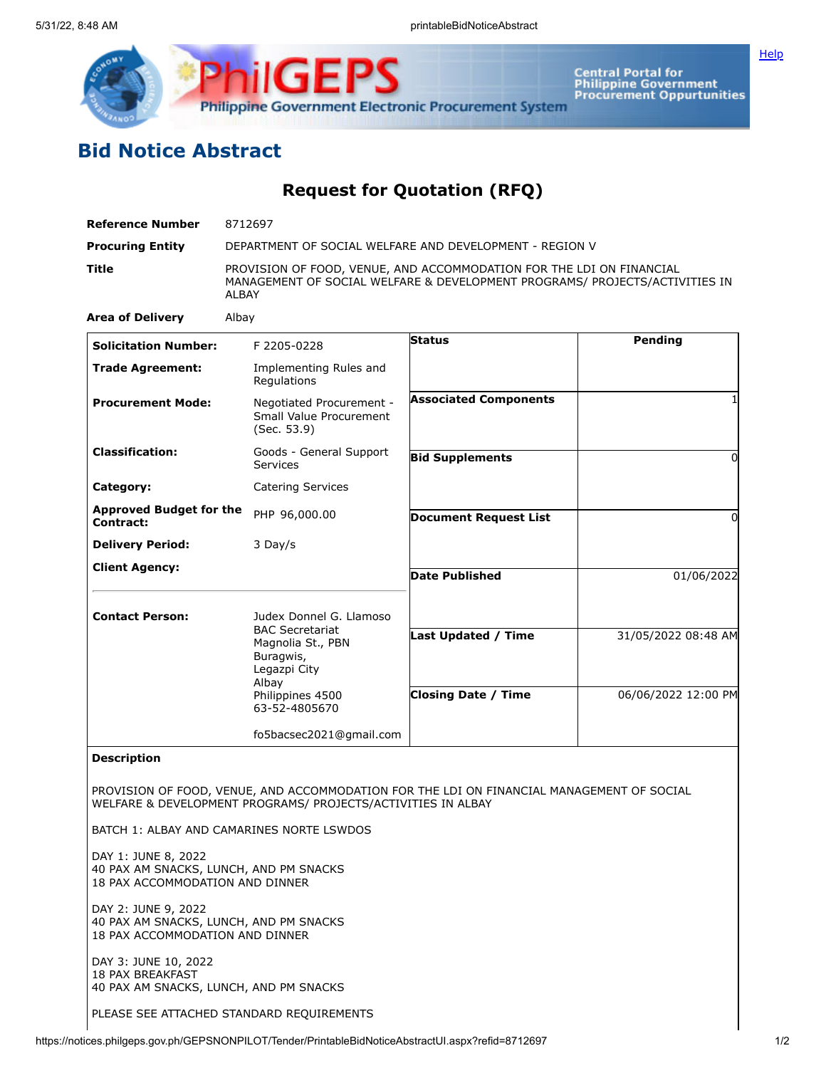## Bid Notice Abstract

### Request for Quotation (RFQ)

| | |
|---|---|
| **Reference Number** | 8712697 |
| **Procuring Entity** | DEPARTMENT OF SOCIAL WELFARE AND DEVELOPMENT - REGION V |
| **Title** | PROVISION OF FOOD, VENUE, AND ACCOMMODATION FOR THE LDI ON FINANCIAL MANAGEMENT OF SOCIAL WELFARE & DEVELOPMENT PROGRAMS/ PROJECTS/ACTIVITIES IN ALBAY |
| **Area of Delivery** | Albay |

| | | | |
|---|---|---|---|
| **Solicitation Number:** | F 2205-0228 | **Status** | Pending |
| **Trade Agreement:** | Implementing Rules and Regulations | | |
| **Procurement Mode:** | Negotiated Procurement - Small Value Procurement (Sec. 53.9) | **Associated Components** | 1 |
| **Classification:** | Goods - General Support Services | **Bid Supplements** | 0 |
| **Category:** | Catering Services | | |
| **Approved Budget for the Contract:** | PHP 96,000.00 | **Document Request List** | 0 |
| **Delivery Period:** | 3 Day/s | | |
| **Client Agency:** | | **Date Published** | 01/06/2022 |
| **Contact Person:** | Judex Donnel G. Llamoso<br>BAC Secretariat<br>Magnolia St., PBN<br>Buragwis,<br>Legazpi City<br>Albay<br>Philippines 4500<br>63-52-4805670<br><br>fo5bacsec2021@gmail.com | **Last Updated / Time** | 31/05/2022 08:48 AM |
| | | **Closing Date / Time** | 06/06/2022 12:00 PM |

**Description**

PROVISION OF FOOD, VENUE, AND ACCOMMODATION FOR THE LDI ON FINANCIAL MANAGEMENT OF SOCIAL WELFARE & DEVELOPMENT PROGRAMS/ PROJECTS/ACTIVITIES IN ALBAY

BATCH 1: ALBAY AND CAMARINES NORTE LSWDOS

DAY 1: JUNE 8, 2022
40 PAX AM SNACKS, LUNCH, AND PM SNACKS
18 PAX ACCOMMODATION AND DINNER

DAY 2: JUNE 9, 2022
40 PAX AM SNACKS, LUNCH, AND PM SNACKS
18 PAX ACCOMMODATION AND DINNER

DAY 3: JUNE 10, 2022
18 PAX BREAKFAST
40 PAX AM SNACKS, LUNCH, AND PM SNACKS

PLEASE SEE ATTACHED STANDARD REQUIREMENTS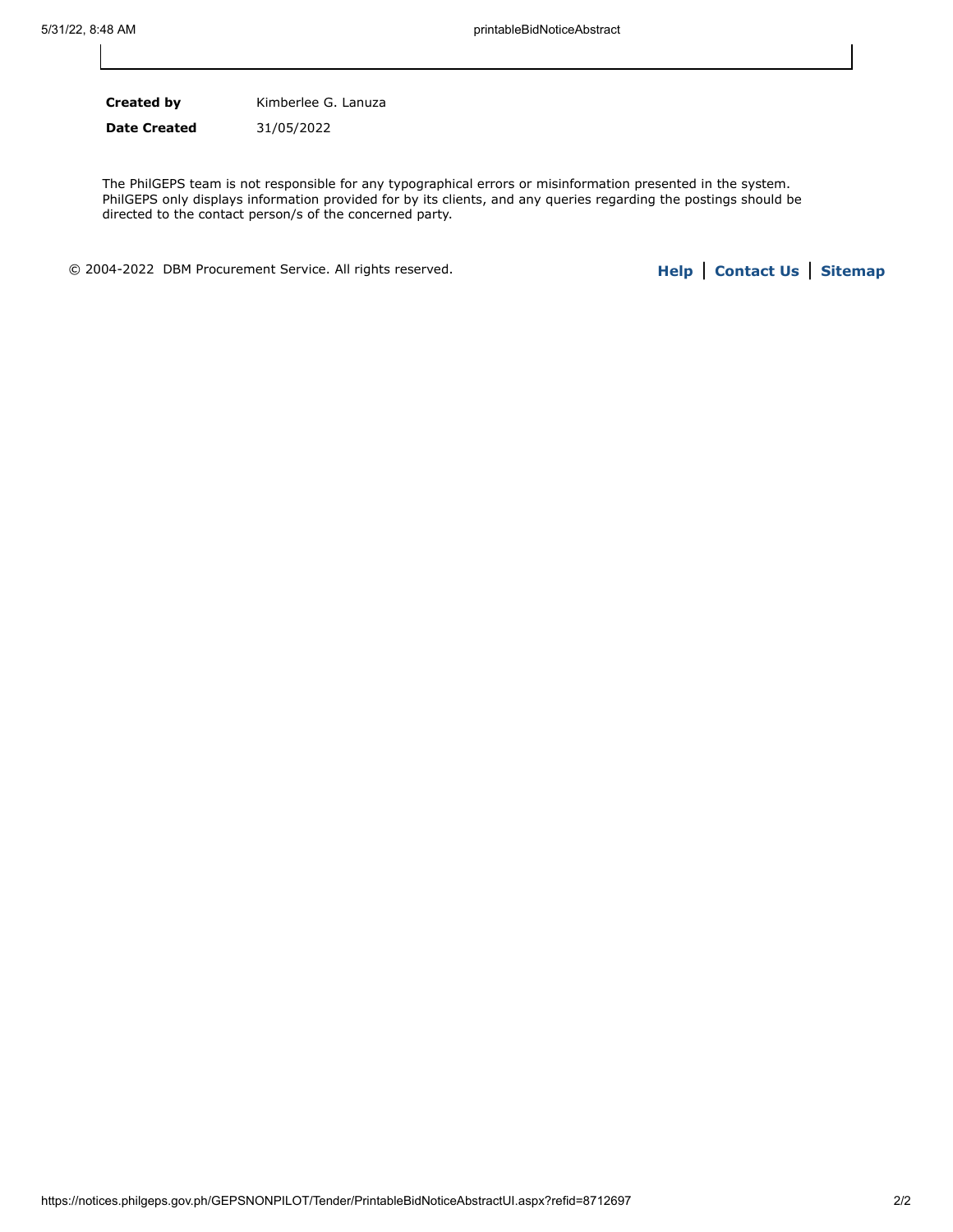| | |
|---|---|
| **Created by** | Kimberlee G. Lanuza |
| **Date Created** | 31/05/2022 |

The PhilGEPS team is not responsible for any typographical errors or misinformation presented in the system. PhilGEPS only displays information provided for by its clients, and any queries regarding the postings should be directed to the contact person/s of the concerned party.

© 2004-2022 DBM Procurement Service. All rights reserved.

**Help** | **Contact Us** | **Sitemap**